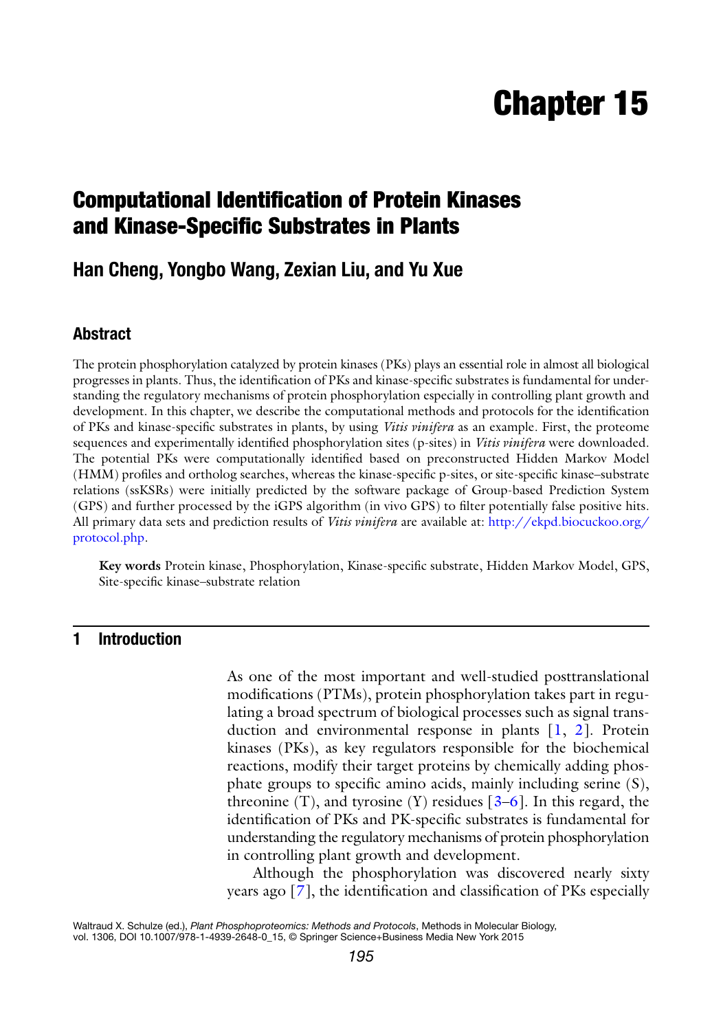# Chapter 15

## Computational Identification of Protein Kinases and Kinase-Specific Substrates in Plants

### Han Cheng, Yongbo Wang, Zexian Liu, and Yu Xue

#### Abstract

The protein phosphorylation catalyzed by protein kinases (PKs) plays an essential role in almost all biological progresses in plants. Thus, the identification of PKs and kinase-specific substrates is fundamental for understanding the regulatory mechanisms of protein phosphorylation especially in controlling plant growth and development. In this chapter, we describe the computational methods and protocols for the identification of PKs and kinase-specific substrates in plants, by using *Vitis vinifera* as an example. First, the proteome sequences and experimentally identified phosphorylation sites (p-sites) in *Vitis vinifera* were downloaded. The potential PKs were computationally identified based on preconstructed Hidden Markov Model (HMM) profiles and ortholog searches, whereas the kinase-specific p-sites, or site-specific kinase–substrate relations (ssKSRs) were initially predicted by the software package of Group-based Prediction System (GPS) and further processed by the iGPS algorithm (in vivo GPS) to filter potentially false positive hits. All primary data sets and prediction results of *Vitis vinifera* are available at: http://ekpd.biocuckoo.org/protocol.php.

**Key words** Protein kinase, Phosphorylation, Kinase-specific substrate, Hidden Markov Model, GPS, Site-specific kinase–substrate relation

## 1 Introduction

As one of the most important and well-studied posttranslational modifications (PTMs), protein phosphorylation takes part in regulating a broad spectrum of biological processes such as signal transduction and environmental response in plants [1, 2]. Protein kinases (PKs), as key regulators responsible for the biochemical reactions, modify their target proteins by chemically adding phosphate groups to specific amino acids, mainly including serine (S), threonine (T), and tyrosine (Y) residues [3–6]. In this regard, the identification of PKs and PK-specific substrates is fundamental for understanding the regulatory mechanisms of protein phosphorylation in controlling plant growth and development.

Although the phosphorylation was discovered nearly sixty years ago [7], the identification and classification of PKs especially

Waltraud X. Schulze (ed.), *Plant Phosphoproteomics: Methods and Protocols*, Methods in Molecular Biology, vol. 1306, DOI 10.1007/978-1-4939-2648-0_15, © Springer Science+Business Media New York 2015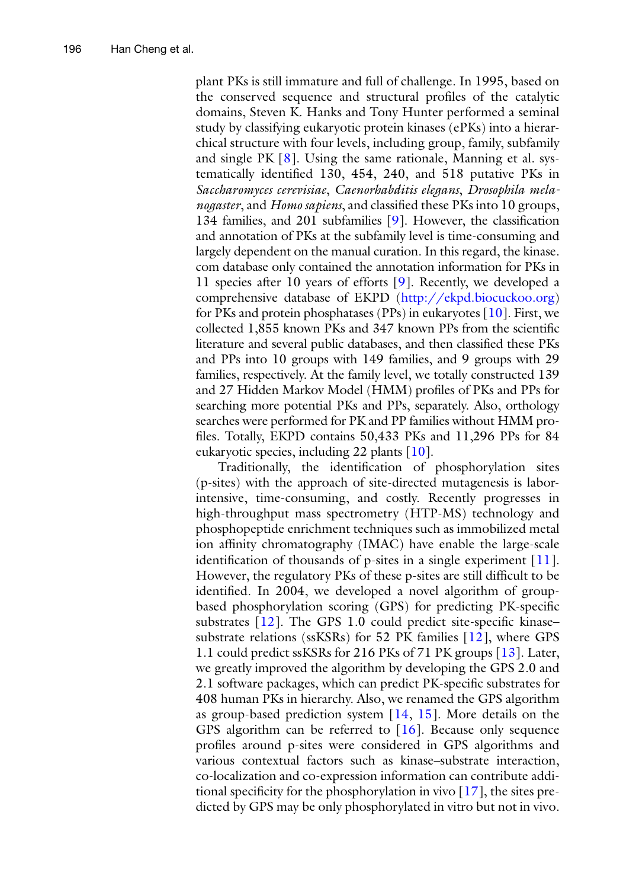plant PKs is still immature and full of challenge. In 1995, based on the conserved sequence and structural profiles of the catalytic domains, Steven K. Hanks and Tony Hunter performed a seminal study by classifying eukaryotic protein kinases (ePKs) into a hierarchical structure with four levels, including group, family, subfamily and single PK [8]. Using the same rationale, Manning et al. systematically identified 130, 454, 240, and 518 putative PKs in *Saccharomyces cerevisiae*, *Caenorhabditis elegans*, *Drosophila melanogaster*, and *Homo sapiens*, and classified these PKs into 10 groups, 134 families, and 201 subfamilies [9]. However, the classification and annotation of PKs at the subfamily level is time-consuming and largely dependent on the manual curation. In this regard, the kinase.com database only contained the annotation information for PKs in 11 species after 10 years of efforts [9]. Recently, we developed a comprehensive database of EKPD (http://ekpd.biocuckoo.org) for PKs and protein phosphatases (PPs) in eukaryotes [10]. First, we collected 1,855 known PKs and 347 known PPs from the scientific literature and several public databases, and then classified these PKs and PPs into 10 groups with 149 families, and 9 groups with 29 families, respectively. At the family level, we totally constructed 139 and 27 Hidden Markov Model (HMM) profiles of PKs and PPs for searching more potential PKs and PPs, separately. Also, orthology searches were performed for PK and PP families without HMM profiles. Totally, EKPD contains 50,433 PKs and 11,296 PPs for 84 eukaryotic species, including 22 plants [10].

Traditionally, the identification of phosphorylation sites (p-sites) with the approach of site-directed mutagenesis is labor-intensive, time-consuming, and costly. Recently progresses in high-throughput mass spectrometry (HTP-MS) technology and phosphopeptide enrichment techniques such as immobilized metal ion affinity chromatography (IMAC) have enable the large-scale identification of thousands of p-sites in a single experiment [11]. However, the regulatory PKs of these p-sites are still difficult to be identified. In 2004, we developed a novel algorithm of group-based phosphorylation scoring (GPS) for predicting PK-specific substrates [12]. The GPS 1.0 could predict site-specific kinase–substrate relations (ssKSRs) for 52 PK families [12], where GPS 1.1 could predict ssKSRs for 216 PKs of 71 PK groups [13]. Later, we greatly improved the algorithm by developing the GPS 2.0 and 2.1 software packages, which can predict PK-specific substrates for 408 human PKs in hierarchy. Also, we renamed the GPS algorithm as group-based prediction system [14, 15]. More details on the GPS algorithm can be referred to [16]. Because only sequence profiles around p-sites were considered in GPS algorithms and various contextual factors such as kinase–substrate interaction, co-localization and co-expression information can contribute additional specificity for the phosphorylation in vivo [17], the sites predicted by GPS may be only phosphorylated in vitro but not in vivo.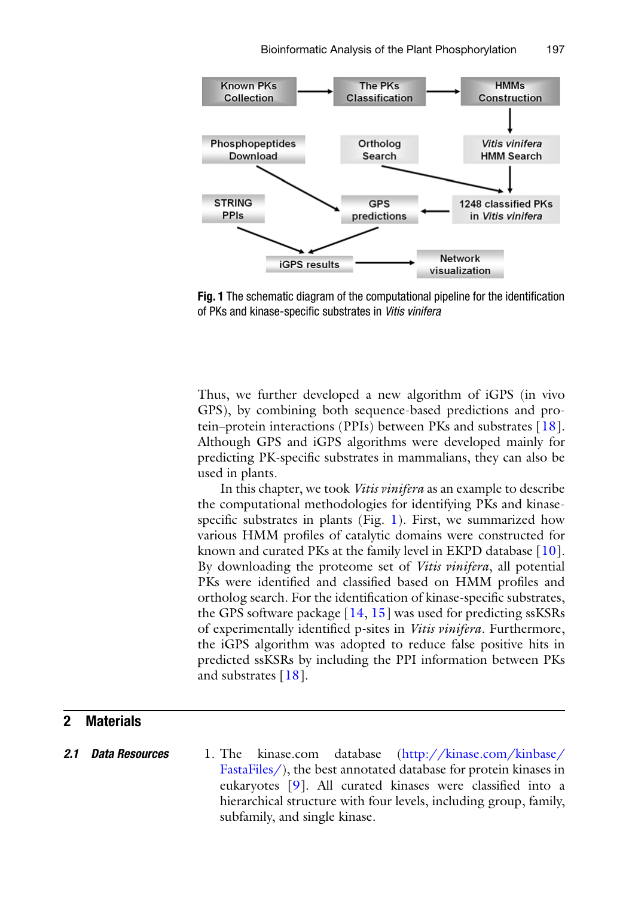Fig. 1 The schematic diagram of the computational pipeline for the identification of PKs and kinase-specific substrates in *Vitis vinifera*

Thus, we further developed a new algorithm of iGPS (in vivo GPS), by combining both sequence-based predictions and protein–protein interactions (PPIs) between PKs and substrates [18]. Although GPS and iGPS algorithms were developed mainly for predicting PK-specific substrates in mammalians, they can also be used in plants.

In this chapter, we took *Vitis vinifera* as an example to describe the computational methodologies for identifying PKs and kinase-specific substrates in plants (Fig. 1). First, we summarized how various HMM profiles of catalytic domains were constructed for known and curated PKs at the family level in EKPD database [10]. By downloading the proteome set of *Vitis vinifera*, all potential PKs were identified and classified based on HMM profiles and ortholog search. For the identification of kinase-specific substrates, the GPS software package [14, 15] was used for predicting ssKSRs of experimentally identified p-sites in *Vitis vinifera*. Furthermore, the iGPS algorithm was adopted to reduce false positive hits in predicted ssKSRs by including the PPI information between PKs and substrates [18].

## 2 Materials

### 2.1 Data Resources

1. The kinase.com database (http://kinase.com/kinbase/FastaFiles/), the best annotated database for protein kinases in eukaryotes [9]. All curated kinases were classified into a hierarchical structure with four levels, including group, family, subfamily, and single kinase.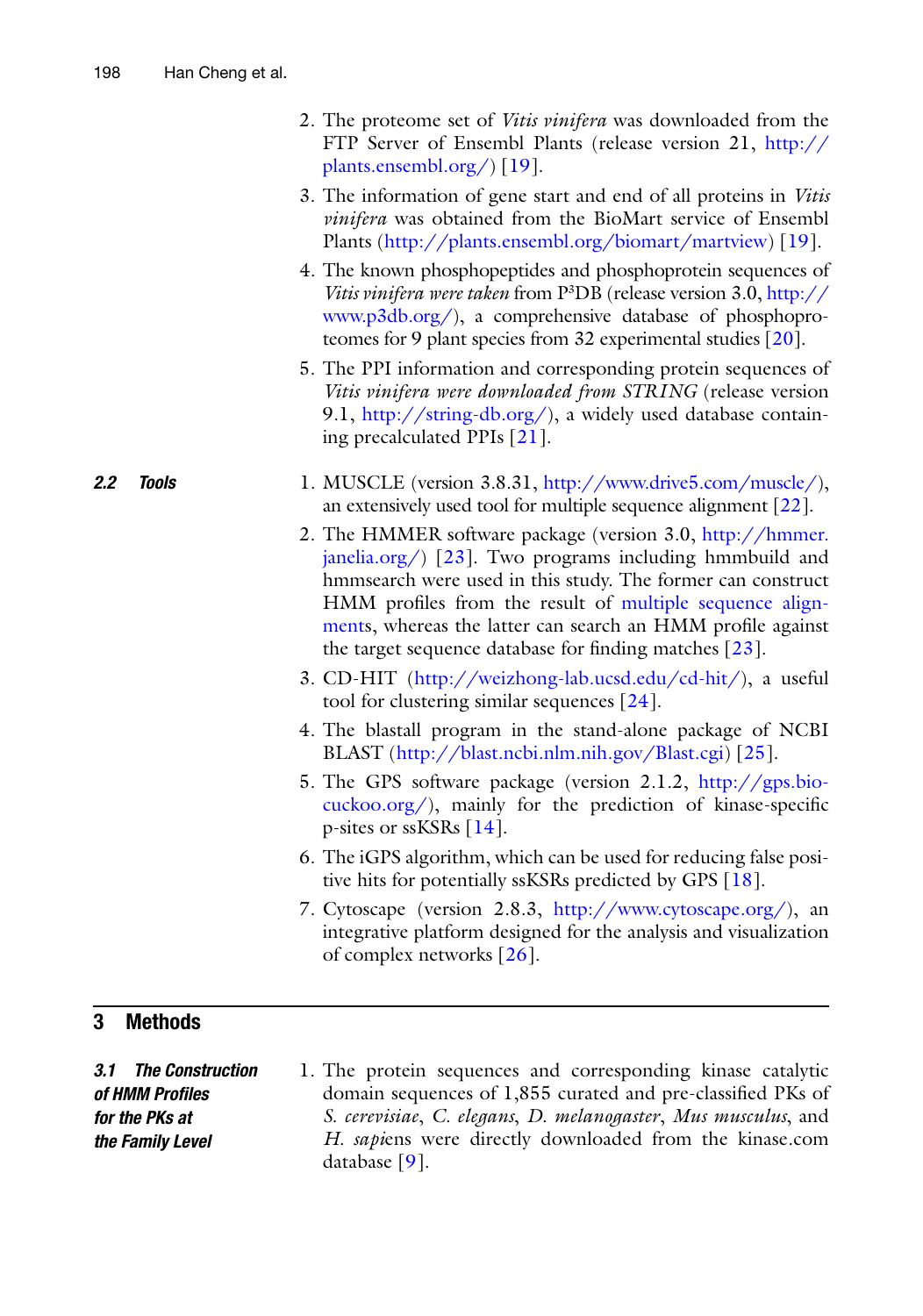2. The proteome set of *Vitis vinifera* was downloaded from the FTP Server of Ensembl Plants (release version 21, http://plants.ensembl.org/) [19].
3. The information of gene start and end of all proteins in *Vitis vinifera* was obtained from the BioMart service of Ensembl Plants (http://plants.ensembl.org/biomart/martview) [19].
4. The known phosphopeptides and phosphoprotein sequences of *Vitis vinifera were taken* from P³DB (release version 3.0, http://www.p3db.org/), a comprehensive database of phosphoproteomes for 9 plant species from 32 experimental studies [20].
5. The PPI information and corresponding protein sequences of *Vitis vinifera were downloaded from STRING* (release version 9.1, http://string-db.org/), a widely used database containing precalculated PPIs [21].

## 2.2 Tools

1. MUSCLE (version 3.8.31, http://www.drive5.com/muscle/), an extensively used tool for multiple sequence alignment [22].
2. The HMMER software package (version 3.0, http://hmmer.janelia.org/) [23]. Two programs including hmmbuild and hmmsearch were used in this study. The former can construct HMM profiles from the result of multiple sequence alignments, whereas the latter can search an HMM profile against the target sequence database for finding matches [23].
3. CD-HIT (http://weizhong-lab.ucsd.edu/cd-hit/), a useful tool for clustering similar sequences [24].
4. The blastall program in the stand-alone package of NCBI BLAST (http://blast.ncbi.nlm.nih.gov/Blast.cgi) [25].
5. The GPS software package (version 2.1.2, http://gps.biocuckoo.org/), mainly for the prediction of kinase-specific p-sites or ssKSRs [14].
6. The iGPS algorithm, which can be used for reducing false positive hits for potentially ssKSRs predicted by GPS [18].
7. Cytoscape (version 2.8.3, http://www.cytoscape.org/), an integrative platform designed for the analysis and visualization of complex networks [26].

# 3 Methods

## 3.1 The Construction of HMM Profiles for the PKs at the Family Level

1. The protein sequences and corresponding kinase catalytic domain sequences of 1,855 curated and pre-classified PKs of *S. cerevisiae*, *C. elegans*, *D. melanogaster*, *Mus musculus*, and *H. sapi*ens were directly downloaded from the kinase.com database [9].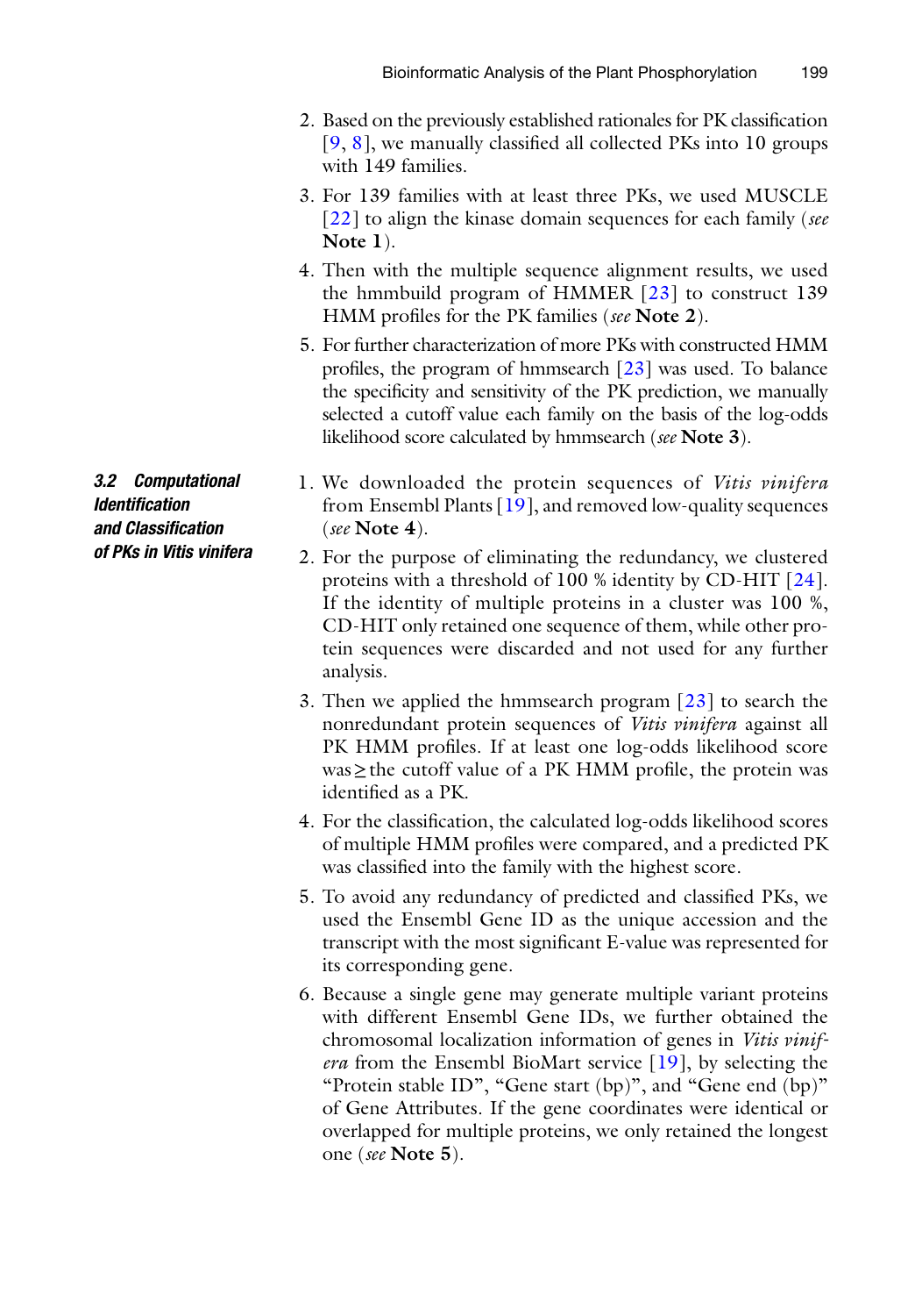2. Based on the previously established rationales for PK classification [9, 8], we manually classified all collected PKs into 10 groups with 149 families.
3. For 139 families with at least three PKs, we used MUSCLE [22] to align the kinase domain sequences for each family (*see* **Note 1**).
4. Then with the multiple sequence alignment results, we used the hmmbuild program of HMMER [23] to construct 139 HMM profiles for the PK families (*see* **Note 2**).
5. For further characterization of more PKs with constructed HMM profiles, the program of hmmsearch [23] was used. To balance the specificity and sensitivity of the PK prediction, we manually selected a cutoff value each family on the basis of the log-odds likelihood score calculated by hmmsearch (*see* **Note 3**).

### 3.2 Computational Identification and Classification of PKs in *Vitis vinifera*

1. We downloaded the protein sequences of *Vitis vinifera* from Ensembl Plants [19], and removed low-quality sequences (*see* **Note 4**).
2. For the purpose of eliminating the redundancy, we clustered proteins with a threshold of 100 % identity by CD-HIT [24]. If the identity of multiple proteins in a cluster was 100 %, CD-HIT only retained one sequence of them, while other protein sequences were discarded and not used for any further analysis.
3. Then we applied the hmmsearch program [23] to search the nonredundant protein sequences of *Vitis vinifera* against all PK HMM profiles. If at least one log-odds likelihood score was $\geq$ the cutoff value of a PK HMM profile, the protein was identified as a PK.
4. For the classification, the calculated log-odds likelihood scores of multiple HMM profiles were compared, and a predicted PK was classified into the family with the highest score.
5. To avoid any redundancy of predicted and classified PKs, we used the Ensembl Gene ID as the unique accession and the transcript with the most significant E-value was represented for its corresponding gene.
6. Because a single gene may generate multiple variant proteins with different Ensembl Gene IDs, we further obtained the chromosomal localization information of genes in *Vitis vinifera* from the Ensembl BioMart service [19], by selecting the "Protein stable ID", "Gene start (bp)", and "Gene end (bp)" of Gene Attributes. If the gene coordinates were identical or overlapped for multiple proteins, we only retained the longest one (*see* **Note 5**).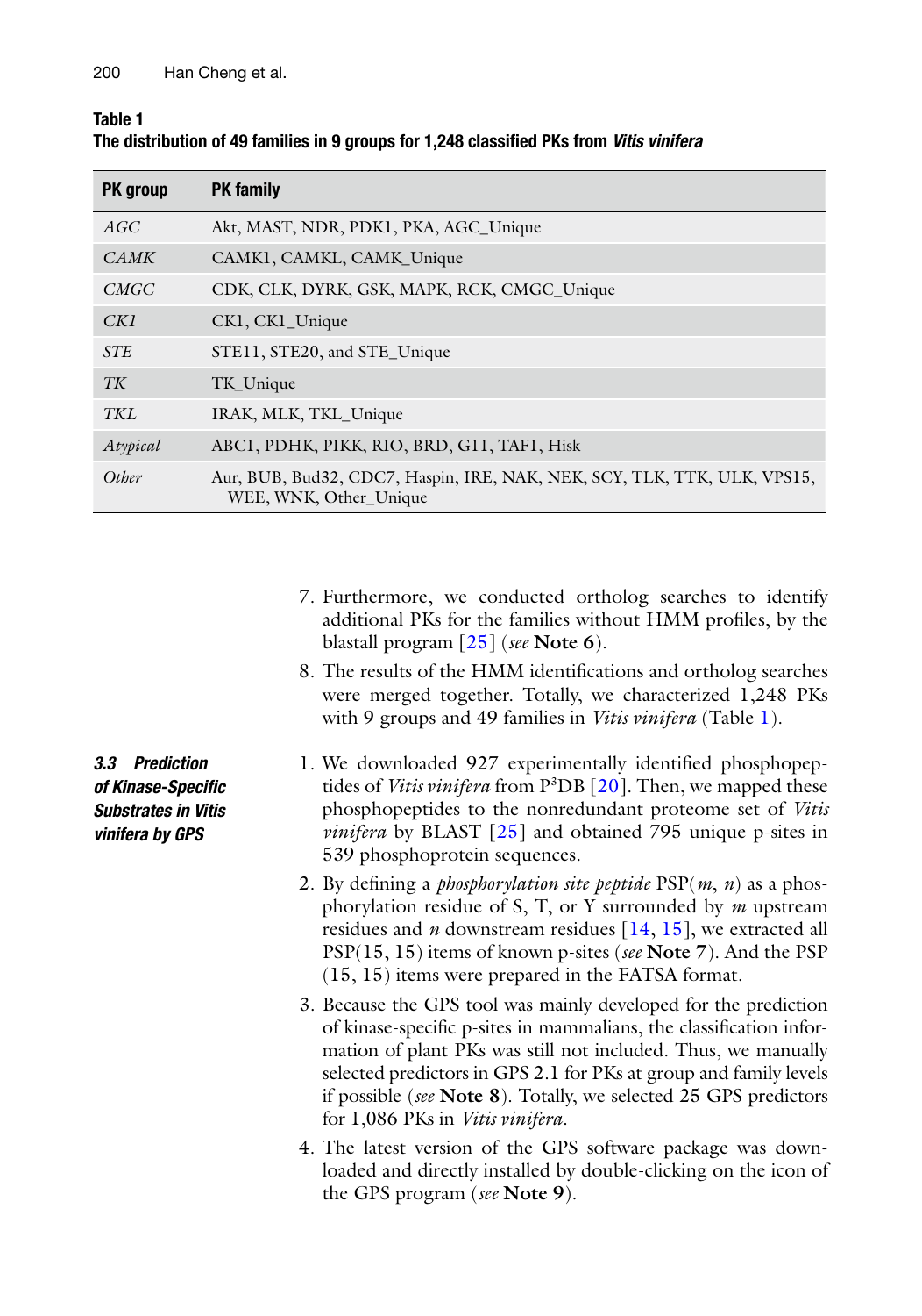**Table 1**
**The distribution of 49 families in 9 groups for 1,248 classified PKs from *Vitis vinifera***

| PK group | PK family |
|---|---|
| *AGC* | Akt, MAST, NDR, PDK1, PKA, AGC_Unique |
| *CAMK* | CAMK1, CAMKL, CAMK_Unique |
| *CMGC* | CDK, CLK, DYRK, GSK, MAPK, RCK, CMGC_Unique |
| *CK1* | CK1, CK1_Unique |
| *STE* | STE11, STE20, and STE_Unique |
| *TK* | TK_Unique |
| *TKL* | IRAK, MLK, TKL_Unique |
| *Atypical* | ABC1, PDHK, PIKK, RIO, BRD, G11, TAF1, Hisk |
| *Other* | Aur, BUB, Bud32, CDC7, Haspin, IRE, NAK, NEK, SCY, TLK, TTK, ULK, VPS15, WEE, WNK, Other_Unique |

7. Furthermore, we conducted ortholog searches to identify additional PKs for the families without HMM profiles, by the blastall program [25] (*see* **Note 6**).
8. The results of the HMM identifications and ortholog searches were merged together. Totally, we characterized 1,248 PKs with 9 groups and 49 families in *Vitis vinifera* (Table 1).

### 3.3 Prediction of Kinase-Specific Substrates in Vitis vinifera by GPS

1. We downloaded 927 experimentally identified phosphopeptides of *Vitis vinifera* from P$^3$DB [20]. Then, we mapped these phosphopeptides to the nonredundant proteome set of *Vitis vinifera* by BLAST [25] and obtained 795 unique p-sites in 539 phosphoprotein sequences.
2. By defining a *phosphorylation site peptide* PSP($m$, $n$) as a phosphorylation residue of S, T, or Y surrounded by $m$ upstream residues and $n$ downstream residues [14, 15], we extracted all PSP(15, 15) items of known p-sites (*see* **Note 7**). And the PSP (15, 15) items were prepared in the FATSA format.
3. Because the GPS tool was mainly developed for the prediction of kinase-specific p-sites in mammalians, the classification information of plant PKs was still not included. Thus, we manually selected predictors in GPS 2.1 for PKs at group and family levels if possible (*see* **Note 8**). Totally, we selected 25 GPS predictors for 1,086 PKs in *Vitis vinifera*.
4. The latest version of the GPS software package was downloaded and directly installed by double-clicking on the icon of the GPS program (*see* **Note 9**).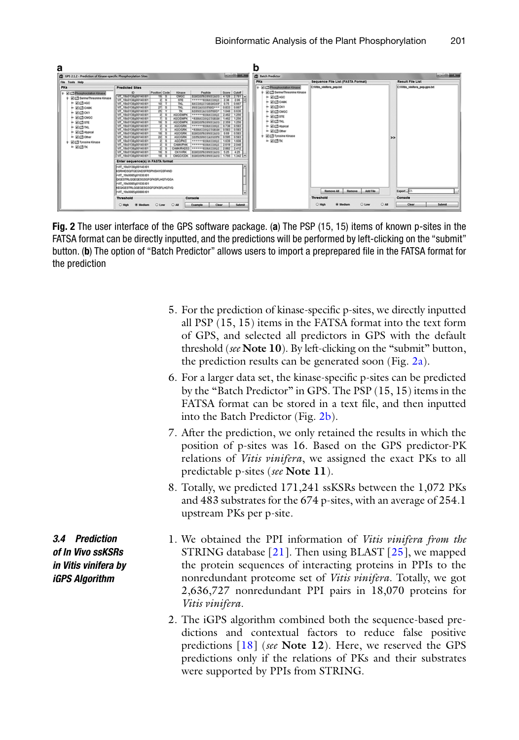**Fig. 2** The user interface of the GPS software package. (**a**) The PSP (15, 15) items of known p-sites in the FATSA format can be directly inputted, and the predictions will be performed by left-clicking on the "submit" button. (**b**) The option of "Batch Predictor" allows users to import a preprepared file in the FATSA format for the prediction

5. For the prediction of kinase-specific p-sites, we directly inputted all PSP (15, 15) items in the FATSA format into the text form of GPS, and selected all predictors in GPS with the default threshold (*see* **Note 10**). By left-clicking on the "submit" button, the prediction results can be generated soon (Fig. 2a).
6. For a larger data set, the kinase-specific p-sites can be predicted by the "Batch Predictor" in GPS. The PSP (15, 15) items in the FATSA format can be stored in a text file, and then inputted into the Batch Predictor (Fig. 2b).
7. After the prediction, we only retained the results in which the position of p-sites was 16. Based on the GPS predictor-PK relations of *Vitis vinifera*, we assigned the exact PKs to all predictable p-sites (*see* **Note 11**).
8. Totally, we predicted 171,241 ssKSRs between the 1,072 PKs and 483 substrates for the 674 p-sites, with an average of 254.1 upstream PKs per p-site.

### 3.4 Prediction of In Vivo ssKSRs in Vitis vinifera by iGPS Algorithm

1. We obtained the PPI information of *Vitis vinifera from the* STRING database [21]. Then using BLAST [25], we mapped the protein sequences of interacting proteins in PPIs to the nonredundant proteome set of *Vitis vinifera*. Totally, we got 2,636,727 nonredundant PPI pairs in 18,070 proteins for *Vitis vinifera*.
2. The iGPS algorithm combined both the sequence-based predictions and contextual factors to reduce false positive predictions [18] (*see* **Note 12**). Here, we reserved the GPS predictions only if the relations of PKs and their substrates were supported by PPIs from STRING.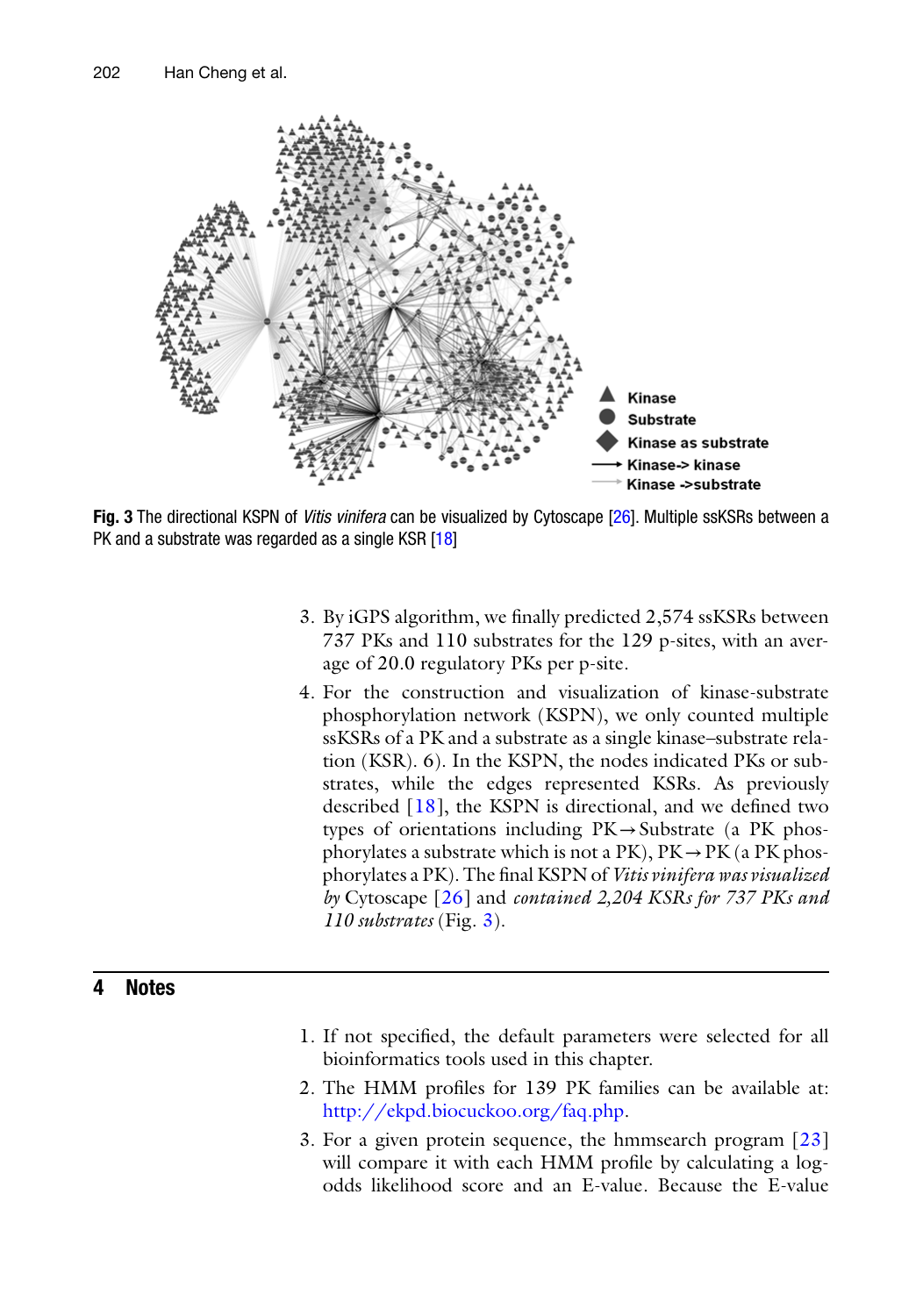**Fig. 3** The directional KSPN of *Vitis vinifera* can be visualized by Cytoscape [26]. Multiple ssKSRs between a PK and a substrate was regarded as a single KSR [18]

3. By iGPS algorithm, we finally predicted 2,574 ssKSRs between 737 PKs and 110 substrates for the 129 p-sites, with an average of 20.0 regulatory PKs per p-site.
4. For the construction and visualization of kinase-substrate phosphorylation network (KSPN), we only counted multiple ssKSRs of a PK and a substrate as a single kinase–substrate relation (KSR). 6). In the KSPN, the nodes indicated PKs or substrates, while the edges represented KSRs. As previously described [18], the KSPN is directional, and we defined two types of orientations including PK→Substrate (a PK phosphorylates a substrate which is not a PK), PK→PK (a PK phosphorylates a PK). The final KSPN of *Vitis vinifera was visualized by* Cytoscape [26] and *contained 2,204 KSRs for 737 PKs and 110 substrates* (Fig. 3).

## 4 Notes

1. If not specified, the default parameters were selected for all bioinformatics tools used in this chapter.
2. The HMM profiles for 139 PK families can be available at: http://ekpd.biocuckoo.org/faq.php.
3. For a given protein sequence, the hmmsearch program [23] will compare it with each HMM profile by calculating a log-odds likelihood score and an E-value. Because the E-value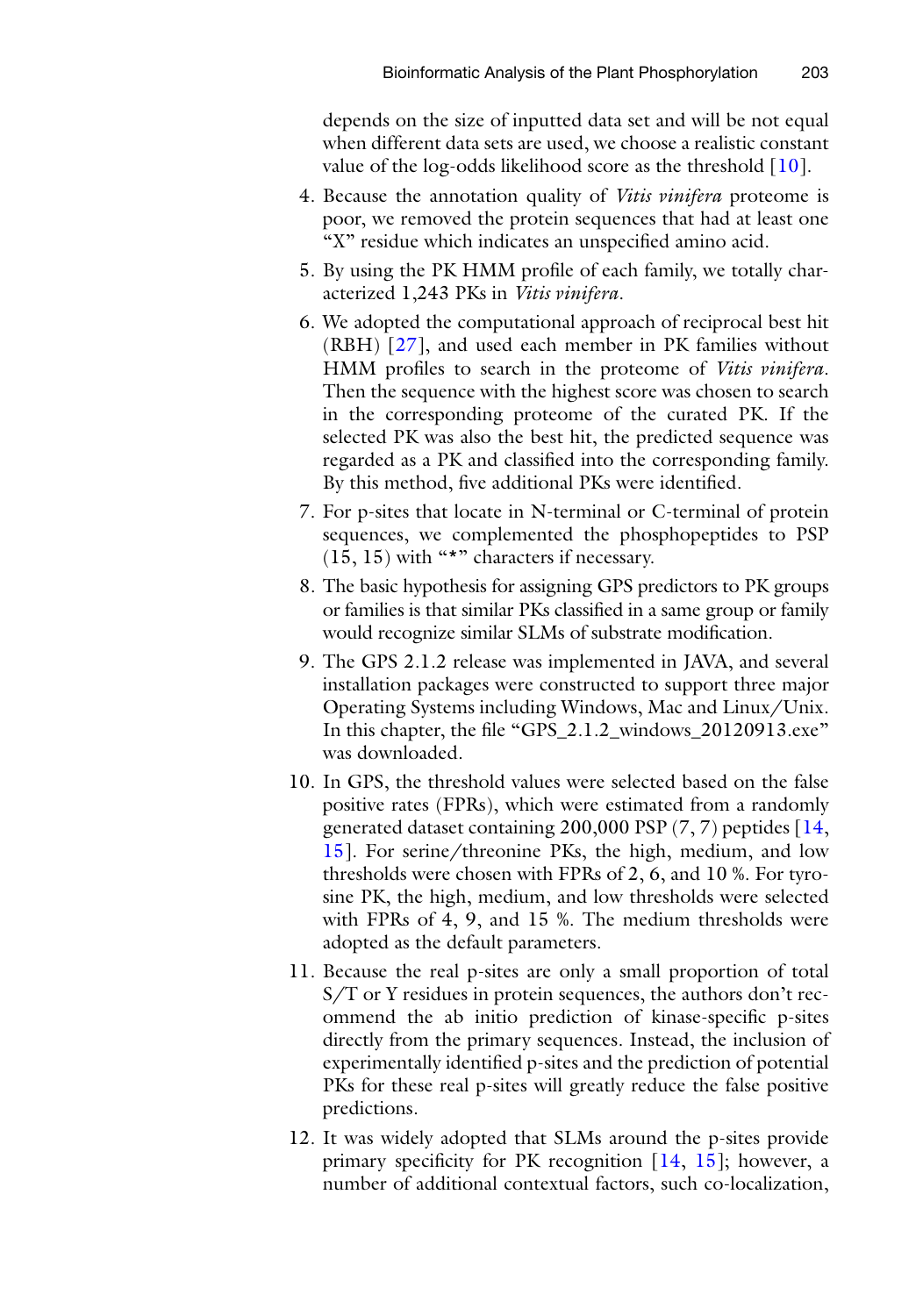depends on the size of inputted data set and will be not equal when different data sets are used, we choose a realistic constant value of the log-odds likelihood score as the threshold [10].

4. Because the annotation quality of *Vitis vinifera* proteome is poor, we removed the protein sequences that had at least one "X" residue which indicates an unspecified amino acid.
5. By using the PK HMM profile of each family, we totally characterized 1,243 PKs in *Vitis vinifera*.
6. We adopted the computational approach of reciprocal best hit (RBH) [27], and used each member in PK families without HMM profiles to search in the proteome of *Vitis vinifera*. Then the sequence with the highest score was chosen to search in the corresponding proteome of the curated PK. If the selected PK was also the best hit, the predicted sequence was regarded as a PK and classified into the corresponding family. By this method, five additional PKs were identified.
7. For p-sites that locate in N-terminal or C-terminal of protein sequences, we complemented the phosphopeptides to PSP (15, 15) with "*" characters if necessary.
8. The basic hypothesis for assigning GPS predictors to PK groups or families is that similar PKs classified in a same group or family would recognize similar SLMs of substrate modification.
9. The GPS 2.1.2 release was implemented in JAVA, and several installation packages were constructed to support three major Operating Systems including Windows, Mac and Linux/Unix. In this chapter, the file "GPS_2.1.2_windows_20120913.exe" was downloaded.
10. In GPS, the threshold values were selected based on the false positive rates (FPRs), which were estimated from a randomly generated dataset containing 200,000 PSP (7, 7) peptides [14, 15]. For serine/threonine PKs, the high, medium, and low thresholds were chosen with FPRs of 2, 6, and 10 %. For tyrosine PK, the high, medium, and low thresholds were selected with FPRs of 4, 9, and 15 %. The medium thresholds were adopted as the default parameters.
11. Because the real p-sites are only a small proportion of total S/T or Y residues in protein sequences, the authors don't recommend the ab initio prediction of kinase-specific p-sites directly from the primary sequences. Instead, the inclusion of experimentally identified p-sites and the prediction of potential PKs for these real p-sites will greatly reduce the false positive predictions.
12. It was widely adopted that SLMs around the p-sites provide primary specificity for PK recognition [14, 15]; however, a number of additional contextual factors, such co-localization,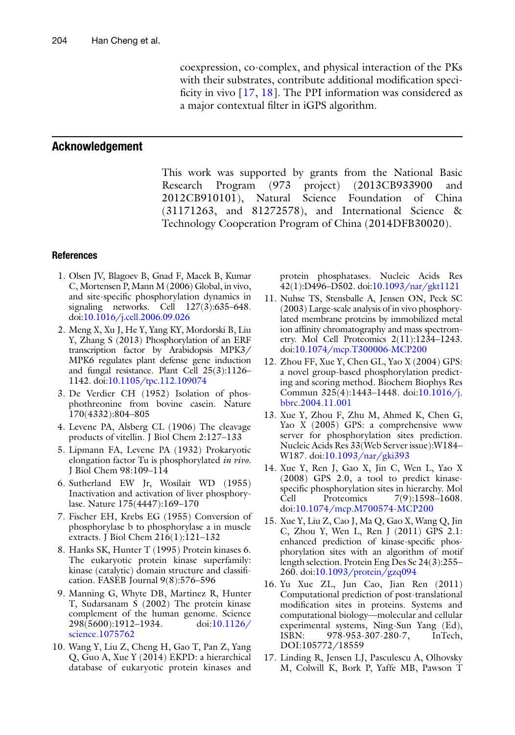coexpression, co-complex, and physical interaction of the PKs with their substrates, contribute additional modification specificity in vivo [17, 18]. The PPI information was considered as a major contextual filter in iGPS algorithm.

## Acknowledgement

This work was supported by grants from the National Basic Research Program (973 project) (2013CB933900 and 2012CB910101), Natural Science Foundation of China (31171263, and 81272578), and International Science & Technology Cooperation Program of China (2014DFB30020).

### References

1. Olsen JV, Blagoev B, Gnad F, Macek B, Kumar C, Mortensen P, Mann M (2006) Global, in vivo, and site-specific phosphorylation dynamics in signaling networks. Cell 127(3):635–648. doi:10.1016/j.cell.2006.09.026
2. Meng X, Xu J, He Y, Yang KY, Mordorski B, Liu Y, Zhang S (2013) Phosphorylation of an ERF transcription factor by Arabidopsis MPK3/MPK6 regulates plant defense gene induction and fungal resistance. Plant Cell 25(3):1126–1142. doi:10.1105/tpc.112.109074
3. De Verdier CH (1952) Isolation of phosphothreonine from bovine casein. Nature 170(4332):804–805
4. Levene PA, Alsberg CL (1906) The cleavage products of vitellin. J Biol Chem 2:127–133
5. Lipmann FA, Levene PA (1932) Prokaryotic elongation factor Tu is phosphorylated *in vivo*. J Biol Chem 98:109–114
6. Sutherland EW Jr, Wosilait WD (1955) Inactivation and activation of liver phosphorylase. Nature 175(4447):169–170
7. Fischer EH, Krebs EG (1955) Conversion of phosphorylase b to phosphorylase a in muscle extracts. J Biol Chem 216(1):121–132
8. Hanks SK, Hunter T (1995) Protein kinases 6. The eukaryotic protein kinase superfamily: kinase (catalytic) domain structure and classification. FASEB Journal 9(8):576–596
9. Manning G, Whyte DB, Martinez R, Hunter T, Sudarsanam S (2002) The protein kinase complement of the human genome. Science 298(5600):1912–1934. doi:10.1126/science.1075762
10. Wang Y, Liu Z, Cheng H, Gao T, Pan Z, Yang Q, Guo A, Xue Y (2014) EKPD: a hierarchical database of eukaryotic protein kinases and protein phosphatases. Nucleic Acids Res 42(1):D496–D502. doi:10.1093/nar/gkt1121
11. Nuhse TS, Stensballe A, Jensen ON, Peck SC (2003) Large-scale analysis of in vivo phosphorylated membrane proteins by immobilized metal ion affinity chromatography and mass spectrometry. Mol Cell Proteomics 2(11):1234–1243. doi:10.1074/mcp.T300006-MCP200
12. Zhou FF, Xue Y, Chen GL, Yao X (2004) GPS: a novel group-based phosphorylation predicting and scoring method. Biochem Biophys Res Commun 325(4):1443–1448. doi:10.1016/j.bbrc.2004.11.001
13. Xue Y, Zhou F, Zhu M, Ahmed K, Chen G, Yao X (2005) GPS: a comprehensive www server for phosphorylation sites prediction. Nucleic Acids Res 33(Web Server issue):W184–W187. doi:10.1093/nar/gki393
14. Xue Y, Ren J, Gao X, Jin C, Wen L, Yao X (2008) GPS 2.0, a tool to predict kinase-specific phosphorylation sites in hierarchy. Mol Cell Proteomics 7(9):1598–1608. doi:10.1074/mcp.M700574-MCP200
15. Xue Y, Liu Z, Cao J, Ma Q, Gao X, Wang Q, Jin C, Zhou Y, Wen L, Ren J (2011) GPS 2.1: enhanced prediction of kinase-specific phosphorylation sites with an algorithm of motif length selection. Protein Eng Des Se 24(3):255–260. doi:10.1093/protein/gzq094
16. Yu Xue ZL, Jun Cao, Jian Ren (2011) Computational prediction of post-translational modification sites in proteins. Systems and computational biology—molecular and cellular experimental systems, Ning-Sun Yang (Ed), ISBN: 978-953-307-280-7, InTech, DOI:105772/18559
17. Linding R, Jensen LJ, Pasculescu A, Olhovsky M, Colwill K, Bork P, Yaffe MB, Pawson T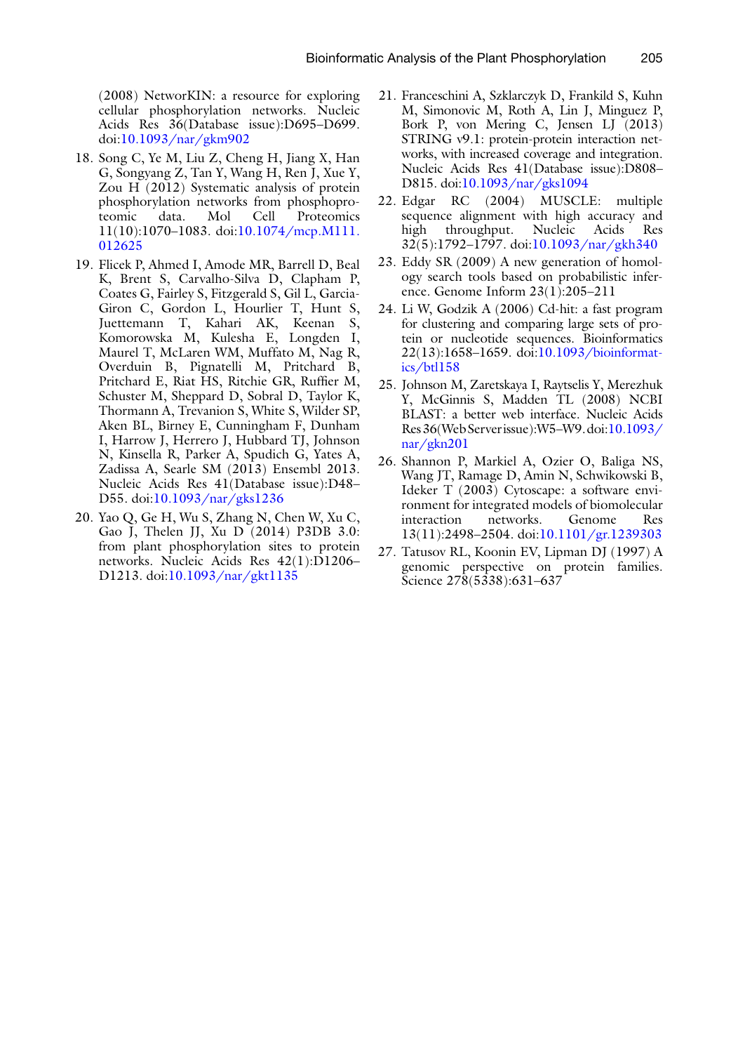(2008) NetworKIN: a resource for exploring cellular phosphorylation networks. Nucleic Acids Res 36(Database issue):D695–D699. doi:10.1093/nar/gkm902

18. Song C, Ye M, Liu Z, Cheng H, Jiang X, Han G, Songyang Z, Tan Y, Wang H, Ren J, Xue Y, Zou H (2012) Systematic analysis of protein phosphorylation networks from phosphoproteomic data. Mol Cell Proteomics 11(10):1070–1083. doi:10.1074/mcp.M111.012625
19. Flicek P, Ahmed I, Amode MR, Barrell D, Beal K, Brent S, Carvalho-Silva D, Clapham P, Coates G, Fairley S, Fitzgerald S, Gil L, Garcia-Giron C, Gordon L, Hourlier T, Hunt S, Juettemann T, Kahari AK, Keenan S, Komorowska M, Kulesha E, Longden I, Maurel T, McLaren WM, Muffato M, Nag R, Overduin B, Pignatelli M, Pritchard B, Pritchard E, Riat HS, Ritchie GR, Ruffier M, Schuster M, Sheppard D, Sobral D, Taylor K, Thormann A, Trevanion S, White S, Wilder SP, Aken BL, Birney E, Cunningham F, Dunham I, Harrow J, Herrero J, Hubbard TJ, Johnson N, Kinsella R, Parker A, Spudich G, Yates A, Zadissa A, Searle SM (2013) Ensembl 2013. Nucleic Acids Res 41(Database issue):D48–D55. doi:10.1093/nar/gks1236
20. Yao Q, Ge H, Wu S, Zhang N, Chen W, Xu C, Gao J, Thelen JJ, Xu D (2014) P3DB 3.0: from plant phosphorylation sites to protein networks. Nucleic Acids Res 42(1):D1206–D1213. doi:10.1093/nar/gkt1135
21. Franceschini A, Szklarczyk D, Frankild S, Kuhn M, Simonovic M, Roth A, Lin J, Minguez P, Bork P, von Mering C, Jensen LJ (2013) STRING v9.1: protein-protein interaction networks, with increased coverage and integration. Nucleic Acids Res 41(Database issue):D808–D815. doi:10.1093/nar/gks1094
22. Edgar RC (2004) MUSCLE: multiple sequence alignment with high accuracy and high throughput. Nucleic Acids Res 32(5):1792–1797. doi:10.1093/nar/gkh340
23. Eddy SR (2009) A new generation of homology search tools based on probabilistic inference. Genome Inform 23(1):205–211
24. Li W, Godzik A (2006) Cd-hit: a fast program for clustering and comparing large sets of protein or nucleotide sequences. Bioinformatics 22(13):1658–1659. doi:10.1093/bioinformatics/btl158
25. Johnson M, Zaretskaya I, Raytselis Y, Merezhuk Y, McGinnis S, Madden TL (2008) NCBI BLAST: a better web interface. Nucleic Acids Res 36(Web Server issue):W5–W9. doi:10.1093/nar/gkn201
26. Shannon P, Markiel A, Ozier O, Baliga NS, Wang JT, Ramage D, Amin N, Schwikowski B, Ideker T (2003) Cytoscape: a software environment for integrated models of biomolecular interaction networks. Genome Res 13(11):2498–2504. doi:10.1101/gr.1239303
27. Tatusov RL, Koonin EV, Lipman DJ (1997) A genomic perspective on protein families. Science 278(5338):631–637